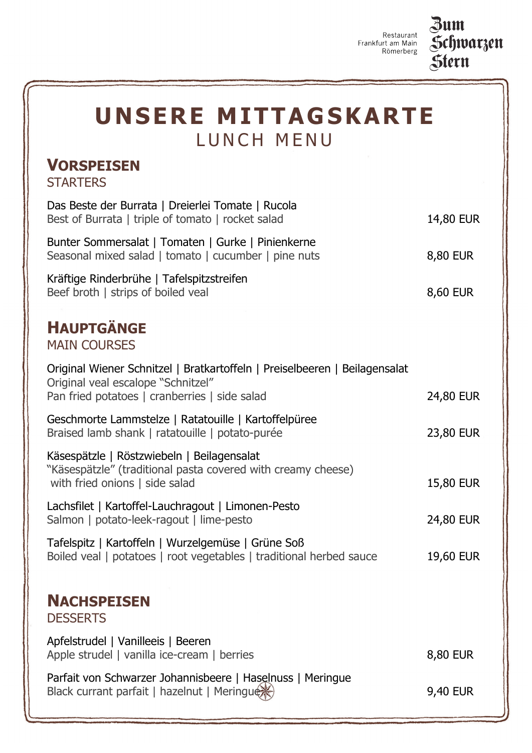Restaurant
Frankfurt am Main
Römerberg

**Zum Schwarzen Stern**

# UNSERE MITTAGSKARTE
LUNCH MENU

## VORSPEISEN
STARTERS

Das Beste der Burrata | Dreierlei Tomate | Rucola
Best of Burrata | triple of tomato | rocket salad — 14,80 EUR

Bunter Sommersalat | Tomaten | Gurke | Pinienkerne
Seasonal mixed salad | tomato | cucumber | pine nuts — 8,80 EUR

Kräftige Rinderbrühe | Tafelspitzstreifen
Beef broth | strips of boiled veal — 8,60 EUR

## HAUPTGÄNGE
MAIN COURSES

Original Wiener Schnitzel | Bratkartoffeln | Preiselbeeren | Beilagensalat
Original veal escalope "Schnitzel"
Pan fried potatoes | cranberries | side salad — 24,80 EUR

Geschmorte Lammstelze | Ratatouille | Kartoffelpüree
Braised lamb shank | ratatouille | potato-purée — 23,80 EUR

Käsespätzle | Röstzwiebeln | Beilagensalat
"Käsespätzle" (traditional pasta covered with creamy cheese)
with fried onions | side salad — 15,80 EUR

Lachsfilet | Kartoffel-Lauchragout | Limonen-Pesto
Salmon | potato-leek-ragout | lime-pesto — 24,80 EUR

Tafelspitz | Kartoffeln | Wurzelgemüse | Grüne Soß
Boiled veal | potatoes | root vegetables | traditional herbed sauce — 19,60 EUR

## NACHSPEISEN
DESSERTS

Apfelstrudel | Vanilleeis | Beeren
Apple strudel | vanilla ice-cream | berries — 8,80 EUR

Parfait von Schwarzer Johannisbeere | Haselnuss | Meringue
Black currant parfait | hazelnut | Meringue — 9,40 EUR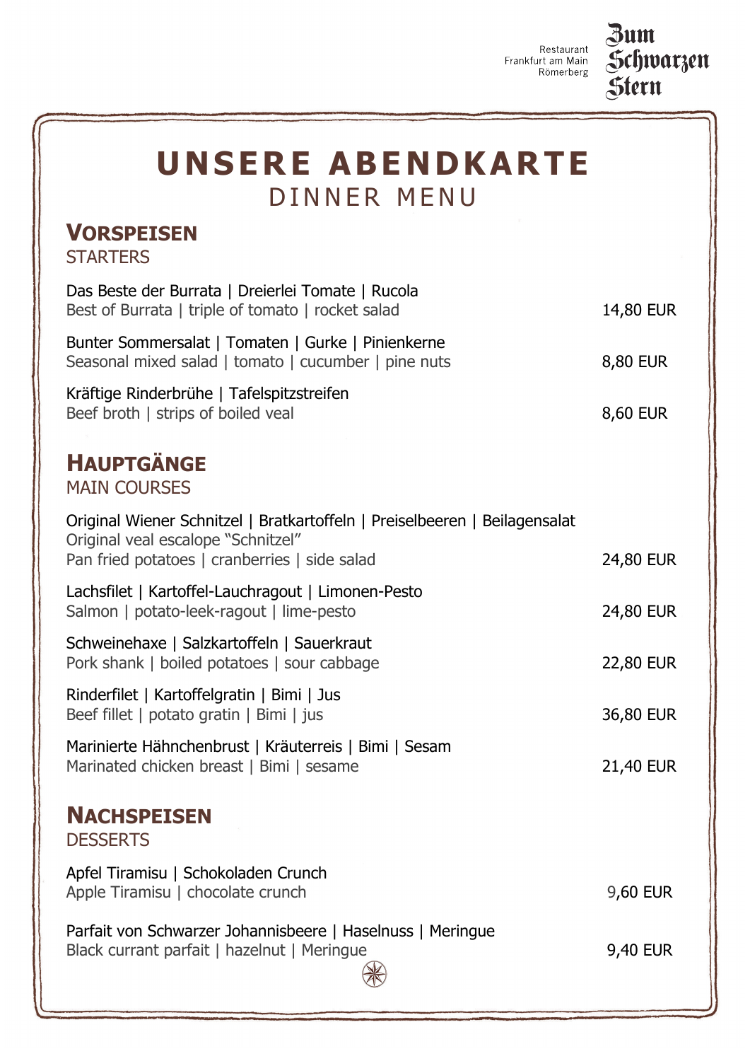Restaurant
Frankfurt am Main
Römerberg

Zum Schwarzen Stern

# UNSERE ABENDKARTE
DINNER MENU

## VORSPEISEN
STARTERS

Das Beste der Burrata | Dreierlei Tomate | Rucola
Best of Burrata | triple of tomato | rocket salad — 14,80 EUR

Bunter Sommersalat | Tomaten | Gurke | Pinienkerne
Seasonal mixed salad | tomato | cucumber | pine nuts — 8,80 EUR

Kräftige Rinderbrühe | Tafelspitzstreifen
Beef broth | strips of boiled veal — 8,60 EUR

## HAUPTGÄNGE
MAIN COURSES

Original Wiener Schnitzel | Bratkartoffeln | Preiselbeeren | Beilagensalat
Original veal escalope "Schnitzel"
Pan fried potatoes | cranberries | side salad — 24,80 EUR

Lachsfilet | Kartoffel-Lauchragout | Limonen-Pesto
Salmon | potato-leek-ragout | lime-pesto — 24,80 EUR

Schweinehaxe | Salzkartoffeln | Sauerkraut
Pork shank | boiled potatoes | sour cabbage — 22,80 EUR

Rinderfilet | Kartoffelgratin | Bimi | Jus
Beef fillet | potato gratin | Bimi | jus — 36,80 EUR

Marinierte Hähnchenbrust | Kräuterreis | Bimi | Sesam
Marinated chicken breast | Bimi | sesame — 21,40 EUR

## NACHSPEISEN
DESSERTS

Apfel Tiramisu | Schokoladen Crunch
Apple Tiramisu | chocolate crunch — 9,60 EUR

Parfait von Schwarzer Johannisbeere | Haselnuss | Meringue
Black currant parfait | hazelnut | Meringue — 9,40 EUR